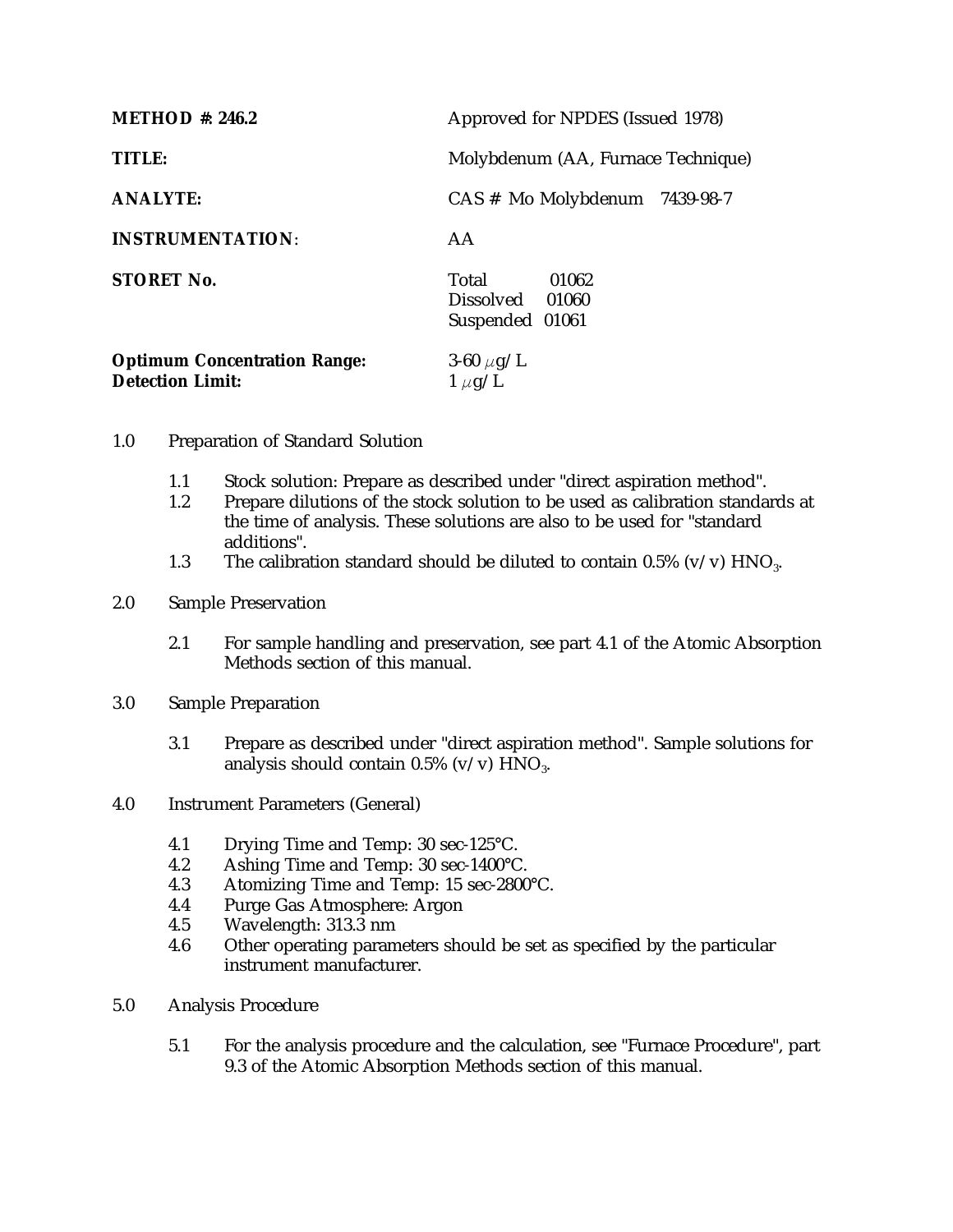**METHOD #: 246.2** Approved for NPDES (Issued 1978)

**TITLE:** Molybdenum (AA, Furnace Technique)

**ANALYTE:** CAS # Mo Molybdenum 7439-98-7

**INSTRUMENTATION**: AA

**STORET No.** Total 01062
Dissolved 01060
Suspended 01061

**Optimum Concentration Range:** 3-60 $\mu$g/L
**Detection Limit:** 1 $\mu$g/L

1.0 Preparation of Standard Solution

1.1 Stock solution: Prepare as described under "direct aspiration method".
1.2 Prepare dilutions of the stock solution to be used as calibration standards at the time of analysis. These solutions are also to be used for "standard additions".
1.3 The calibration standard should be diluted to contain 0.5% (v/v) $HNO_3$.

2.0 Sample Preservation

2.1 For sample handling and preservation, see part 4.1 of the Atomic Absorption Methods section of this manual.

3.0 Sample Preparation

3.1 Prepare as described under "direct aspiration method". Sample solutions for analysis should contain 0.5% (v/v) $HNO_3$.

4.0 Instrument Parameters (General)

4.1 Drying Time and Temp: 30 sec-125°C.
4.2 Ashing Time and Temp: 30 sec-1400°C.
4.3 Atomizing Time and Temp: 15 sec-2800°C.
4.4 Purge Gas Atmosphere: Argon
4.5 Wavelength: 313.3 nm
4.6 Other operating parameters should be set as specified by the particular instrument manufacturer.

5.0 Analysis Procedure

5.1 For the analysis procedure and the calculation, see "Furnace Procedure", part 9.3 of the Atomic Absorption Methods section of this manual.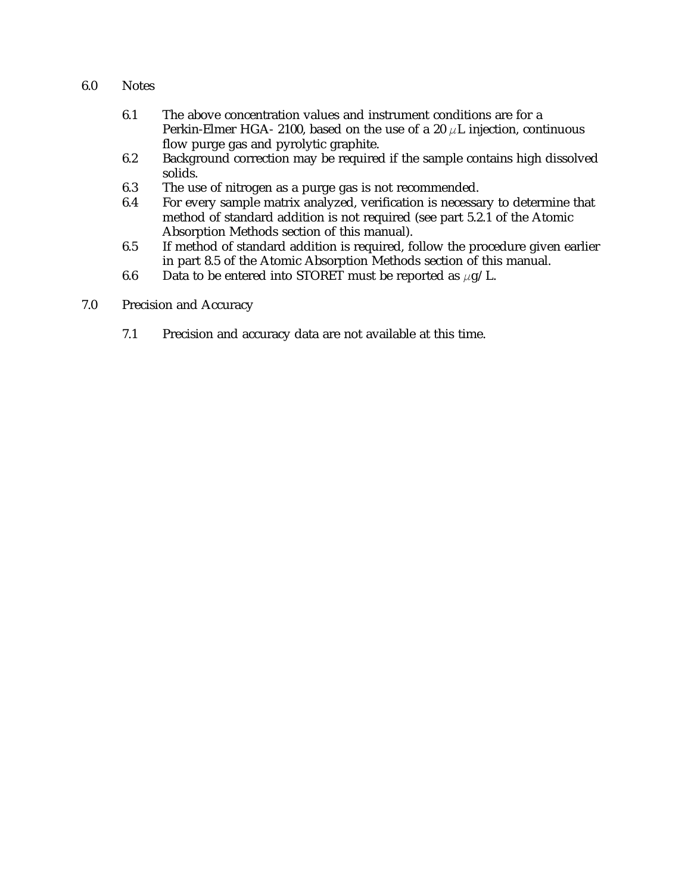## 6.0 Notes

6.1 The above concentration values and instrument conditions are for a Perkin-Elmer HGA- 2100, based on the use of a 20 $\mu$L injection, continuous flow purge gas and pyrolytic graphite.

6.2 Background correction may be required if the sample contains high dissolved solids.

6.3 The use of nitrogen as a purge gas is not recommended.

6.4 For every sample matrix analyzed, verification is necessary to determine that method of standard addition is not required (see part 5.2.1 of the Atomic Absorption Methods section of this manual).

6.5 If method of standard addition is required, follow the procedure given earlier in part 8.5 of the Atomic Absorption Methods section of this manual.

6.6 Data to be entered into STORET must be reported as $\mu$g/L.

## 7.0 Precision and Accuracy

7.1 Precision and accuracy data are not available at this time.